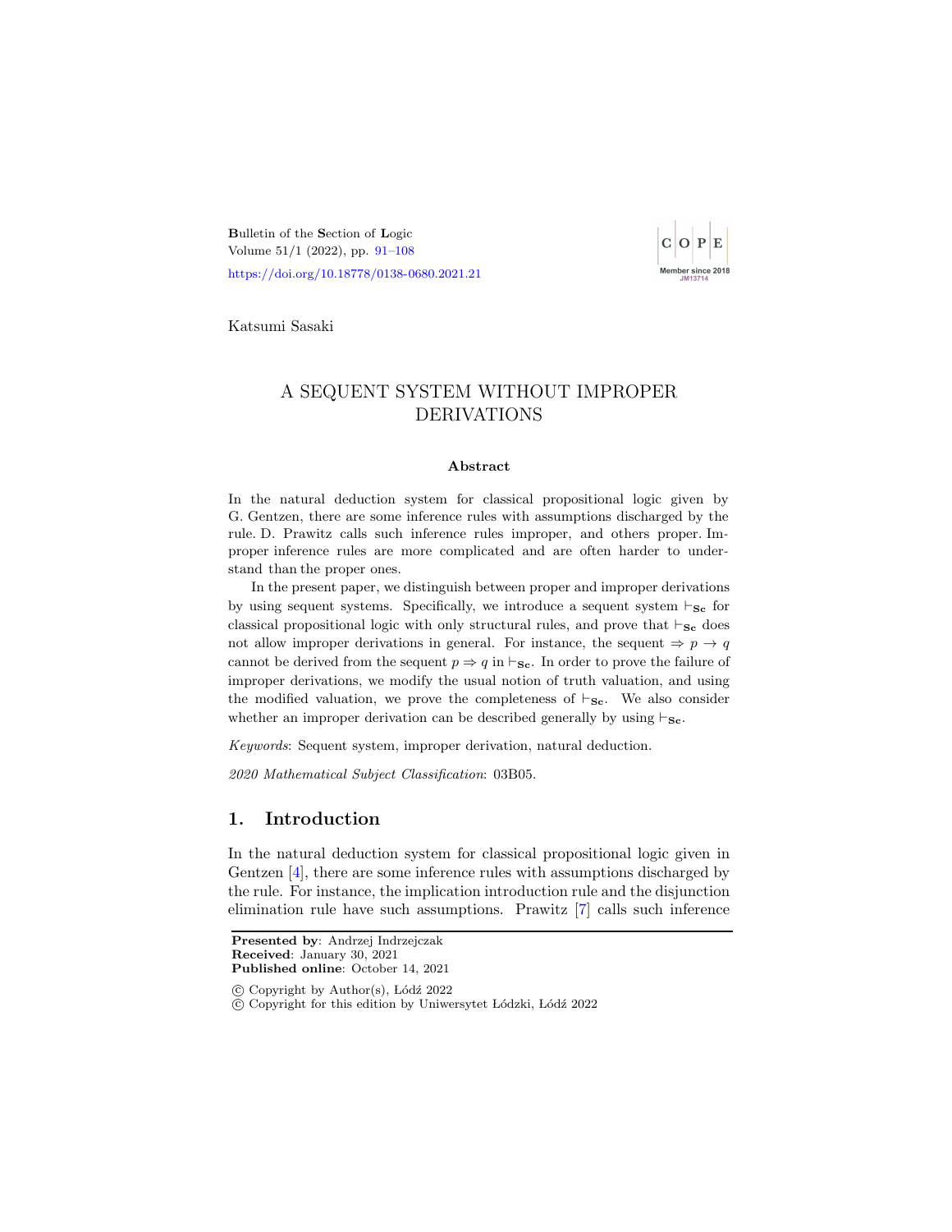Katsumi Sasaki

# A SEQUENT SYSTEM WITHOUT IMPROPER DERIVATIONS

### Abstract

In the natural deduction system for classical propositional logic given by G. Gentzen, there are some inference rules with assumptions discharged by the rule. D. Prawitz calls such inference rules improper, and others proper. Improper inference rules are more complicated and are often harder to understand than the proper ones.

In the present paper, we distinguish between proper and improper derivations by using sequent systems. Specifically, we introduce a sequent system $\vdash_{\mathbf{Sc}}$ for classical propositional logic with only structural rules, and prove that $\vdash_{\mathbf{Sc}}$ does not allow improper derivations in general. For instance, the sequent $\Rightarrow p \to q$ cannot be derived from the sequent $p \Rightarrow q$ in $\vdash_{\mathbf{Sc}}$. In order to prove the failure of improper derivations, we modify the usual notion of truth valuation, and using the modified valuation, we prove the completeness of $\vdash_{\mathbf{Sc}}$. We also consider whether an improper derivation can be described generally by using $\vdash_{\mathbf{Sc}}$.

*Keywords*: Sequent system, improper derivation, natural deduction.

*2020 Mathematical Subject Classification*: 03B05.

## 1. Introduction

In the natural deduction system for classical propositional logic given in Gentzen [4], there are some inference rules with assumptions discharged by the rule. For instance, the implication introduction rule and the disjunction elimination rule have such assumptions. Prawitz [7] calls such inference

**Presented by**: Andrzej Indrzejczak
**Received**: January 30, 2021
**Published online**: October 14, 2021

© Copyright by Author(s), Łódź 2022
© Copyright for this edition by Uniwersytet Łódzki, Łódź 2022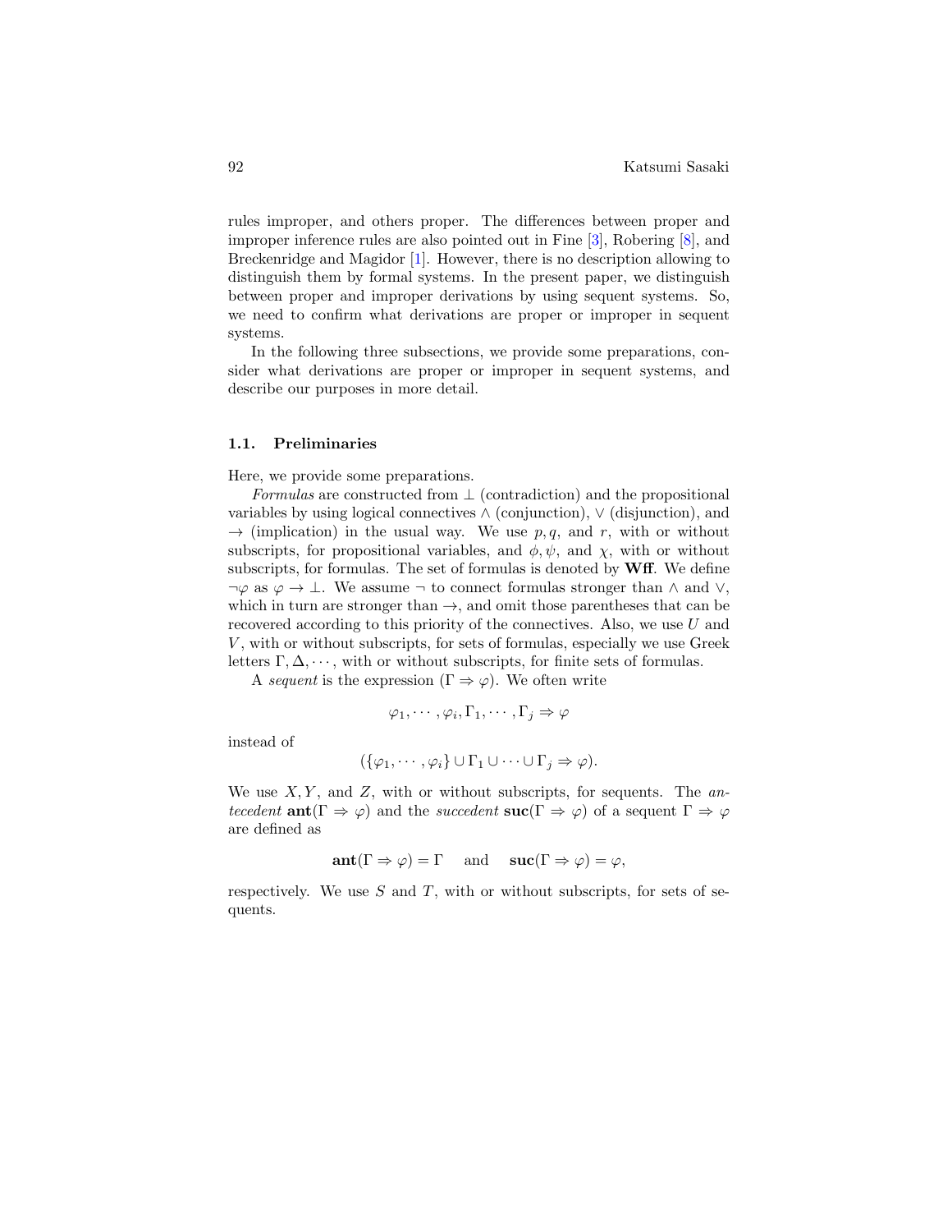rules improper, and others proper. The differences between proper and improper inference rules are also pointed out in Fine [3], Robering [8], and Breckenridge and Magidor [1]. However, there is no description allowing to distinguish them by formal systems. In the present paper, we distinguish between proper and improper derivations by using sequent systems. So, we need to confirm what derivations are proper or improper in sequent systems.

In the following three subsections, we provide some preparations, consider what derivations are proper or improper in sequent systems, and describe our purposes in more detail.

### 1.1. Preliminaries

Here, we provide some preparations.

*Formulas* are constructed from $\bot$ (contradiction) and the propositional variables by using logical connectives $\wedge$ (conjunction), $\vee$ (disjunction), and $\rightarrow$ (implication) in the usual way. We use $p, q$, and $r$, with or without subscripts, for propositional variables, and $\phi, \psi$, and $\chi$, with or without subscripts, for formulas. The set of formulas is denoted by **Wff**. We define $\neg\varphi$ as $\varphi \rightarrow \bot$. We assume $\neg$ to connect formulas stronger than $\wedge$ and $\vee$, which in turn are stronger than $\rightarrow$, and omit those parentheses that can be recovered according to this priority of the connectives. Also, we use $U$ and $V$, with or without subscripts, for sets of formulas, especially we use Greek letters $\Gamma, \Delta, \cdots$, with or without subscripts, for finite sets of formulas.

A *sequent* is the expression $(\Gamma \Rightarrow \varphi)$. We often write

$$\varphi_1, \cdots, \varphi_i, \Gamma_1, \cdots, \Gamma_j \Rightarrow \varphi$$

instead of

$$(\{\varphi_1, \cdots, \varphi_i\} \cup \Gamma_1 \cup \cdots \cup \Gamma_j \Rightarrow \varphi).$$

We use $X, Y$, and $Z$, with or without subscripts, for sequents. The *antecedent* $\mathbf{ant}(\Gamma \Rightarrow \varphi)$ and the *succedent* $\mathbf{suc}(\Gamma \Rightarrow \varphi)$ of a sequent $\Gamma \Rightarrow \varphi$ are defined as

$$\mathbf{ant}(\Gamma \Rightarrow \varphi) = \Gamma \quad \text{ and } \quad \mathbf{suc}(\Gamma \Rightarrow \varphi) = \varphi,$$

respectively. We use $S$ and $T$, with or without subscripts, for sets of sequents.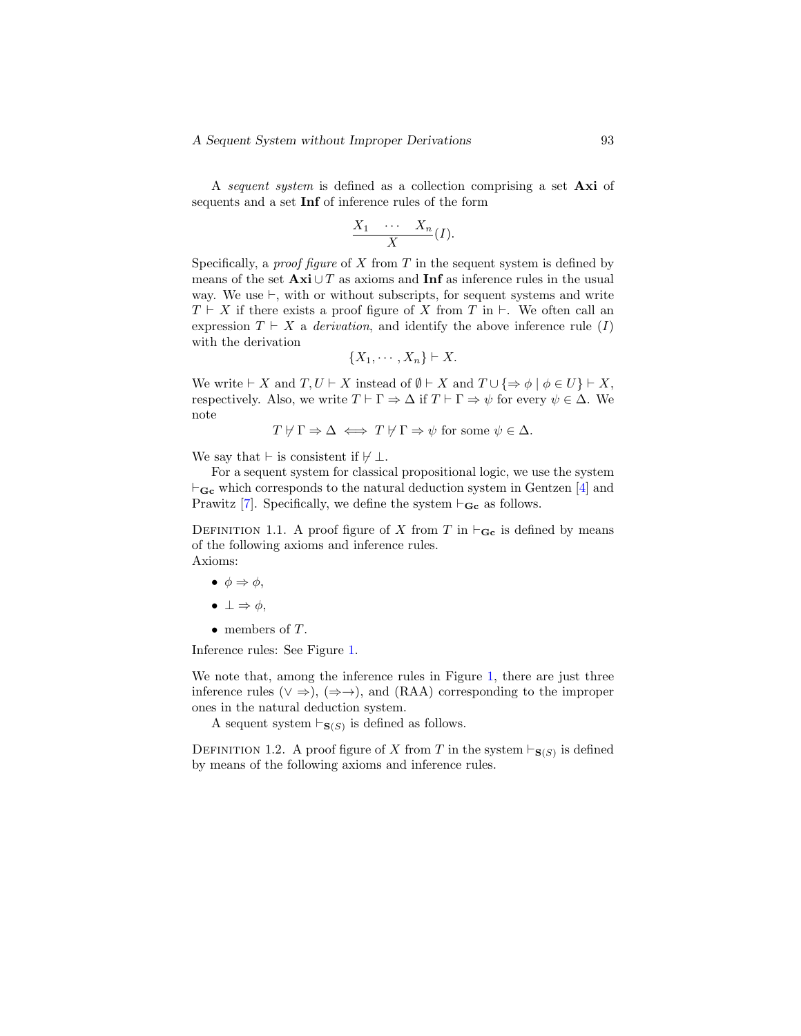A *sequent system* is defined as a collection comprising a set **Axi** of sequents and a set **Inf** of inference rules of the form

$$\frac{X_1 \quad \cdots \quad X_n}{X}(I).$$

Specifically, a *proof figure* of $X$ from $T$ in the sequent system is defined by means of the set $\mathbf{Axi} \cup T$ as axioms and **Inf** as inference rules in the usual way. We use $\vdash$, with or without subscripts, for sequent systems and write $T \vdash X$ if there exists a proof figure of $X$ from $T$ in $\vdash$. We often call an expression $T \vdash X$ a *derivation*, and identify the above inference rule $(I)$ with the derivation

$$\{X_1, \cdots, X_n\} \vdash X.$$

We write $\vdash X$ and $T, U \vdash X$ instead of $\emptyset \vdash X$ and $T \cup \{\Rightarrow \phi \mid \phi \in U\} \vdash X$, respectively. Also, we write $T \vdash \Gamma \Rightarrow \Delta$ if $T \vdash \Gamma \Rightarrow \psi$ for every $\psi \in \Delta$. We note

$$T \not\vdash \Gamma \Rightarrow \Delta \iff T \not\vdash \Gamma \Rightarrow \psi \text{ for some } \psi \in \Delta.$$

We say that $\vdash$ is consistent if $\not\vdash \bot$.

For a sequent system for classical propositional logic, we use the system $\vdash_{\mathbf{Gc}}$ which corresponds to the natural deduction system in Gentzen [4] and Prawitz [7]. Specifically, we define the system $\vdash_{\mathbf{Gc}}$ as follows.

Definition 1.1. A proof figure of $X$ from $T$ in $\vdash_{\mathbf{Gc}}$ is defined by means of the following axioms and inference rules.
Axioms:

- $\phi \Rightarrow \phi$,
- $\bot \Rightarrow \phi$,
- members of $T$.

Inference rules: See Figure 1.

We note that, among the inference rules in Figure 1, there are just three inference rules $(\vee \Rightarrow)$, $(\Rightarrow\to)$, and (RAA) corresponding to the improper ones in the natural deduction system.

A sequent system $\vdash_{\mathbf{S}(S)}$ is defined as follows.

Definition 1.2. A proof figure of $X$ from $T$ in the system $\vdash_{\mathbf{S}(S)}$ is defined by means of the following axioms and inference rules.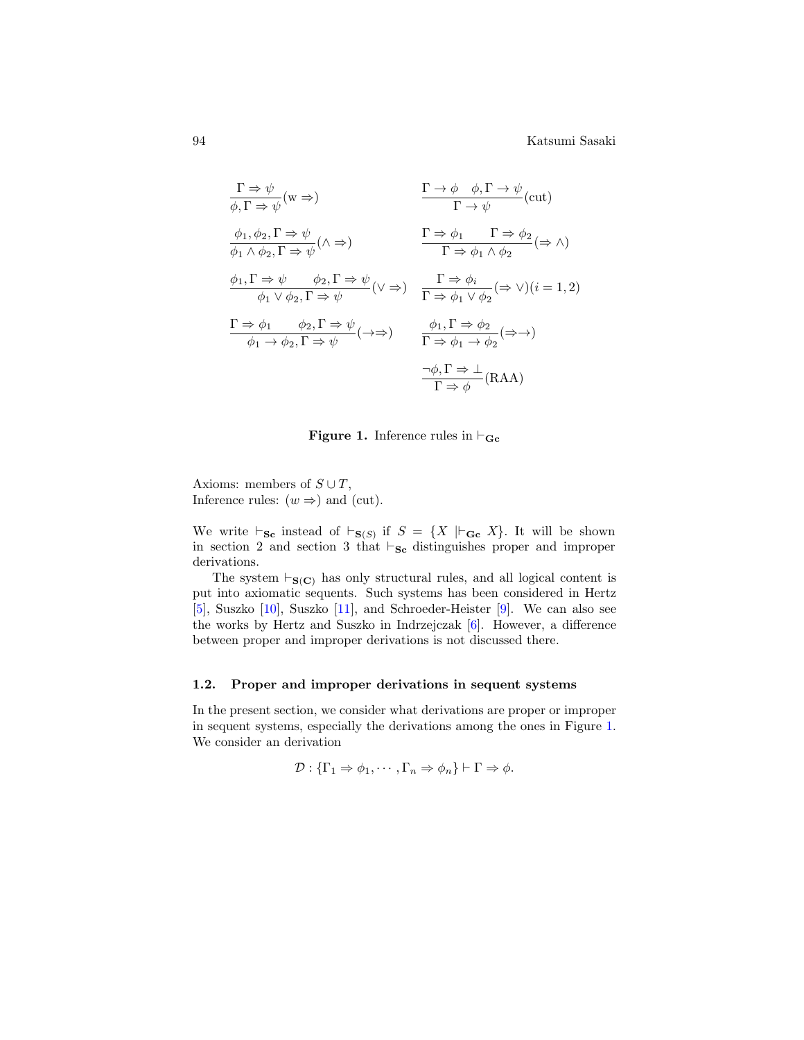$$\frac{\Gamma \Rightarrow \psi}{\phi, \Gamma \Rightarrow \psi}(\mathrm{w} \Rightarrow) \qquad \frac{\Gamma \rightarrow \phi \quad \phi, \Gamma \rightarrow \psi}{\Gamma \rightarrow \psi}(\mathrm{cut})$$

$$\frac{\phi_1, \phi_2, \Gamma \Rightarrow \psi}{\phi_1 \wedge \phi_2, \Gamma \Rightarrow \psi}(\wedge \Rightarrow) \qquad \frac{\Gamma \Rightarrow \phi_1 \qquad \Gamma \Rightarrow \phi_2}{\Gamma \Rightarrow \phi_1 \wedge \phi_2}(\Rightarrow \wedge)$$

$$\frac{\phi_1, \Gamma \Rightarrow \psi \qquad \phi_2, \Gamma \Rightarrow \psi}{\phi_1 \vee \phi_2, \Gamma \Rightarrow \psi}(\vee \Rightarrow) \qquad \frac{\Gamma \Rightarrow \phi_i}{\Gamma \Rightarrow \phi_1 \vee \phi_2}(\Rightarrow \vee)(i = 1, 2)$$

$$\frac{\Gamma \Rightarrow \phi_1 \qquad \phi_2, \Gamma \Rightarrow \psi}{\phi_1 \rightarrow \phi_2, \Gamma \Rightarrow \psi}(\rightarrow\Rightarrow) \qquad \frac{\phi_1, \Gamma \Rightarrow \phi_2}{\Gamma \Rightarrow \phi_1 \rightarrow \phi_2}(\Rightarrow\rightarrow)$$

$$\frac{\neg\phi, \Gamma \Rightarrow \bot}{\Gamma \Rightarrow \phi}(\mathrm{RAA})$$

**Figure 1.** Inference rules in $\vdash_{\mathbf{Gc}}$

Axioms: members of $S \cup T$,
Inference rules: $(w \Rightarrow)$ and (cut).

We write $\vdash_{\mathbf{Sc}}$ instead of $\vdash_{\mathbf{S}(S)}$ if $S = \{X \mid \vdash_{\mathbf{Gc}} X\}$. It will be shown in section 2 and section 3 that $\vdash_{\mathbf{Sc}}$ distinguishes proper and improper derivations.

The system $\vdash_{\mathbf{S(C)}}$ has only structural rules, and all logical content is put into axiomatic sequents. Such systems has been considered in Hertz [5], Suszko [10], Suszko [11], and Schroeder-Heister [9]. We can also see the works by Hertz and Suszko in Indrzejczak [6]. However, a difference between proper and improper derivations is not discussed there.

### 1.2. Proper and improper derivations in sequent systems

In the present section, we consider what derivations are proper or improper in sequent systems, especially the derivations among the ones in Figure 1. We consider an derivation

$$\mathcal{D} : \{\Gamma_1 \Rightarrow \phi_1, \cdots, \Gamma_n \Rightarrow \phi_n\} \vdash \Gamma \Rightarrow \phi.$$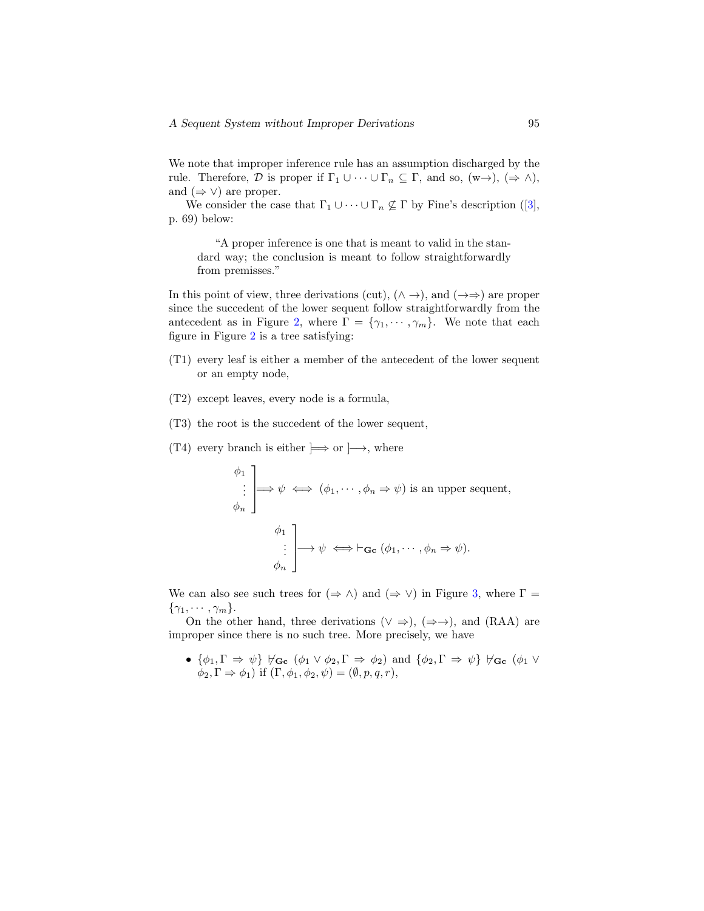We note that improper inference rule has an assumption discharged by the rule. Therefore, $\mathcal{D}$ is proper if $\Gamma_1 \cup \cdots \cup \Gamma_n \subseteq \Gamma$, and so, (w$\rightarrow$), ($\Rightarrow \wedge$), and ($\Rightarrow \vee$) are proper.

We consider the case that $\Gamma_1 \cup \cdots \cup \Gamma_n \not\subseteq \Gamma$ by Fine's description ([3], p. 69) below:

> "A proper inference is one that is meant to valid in the standard way; the conclusion is meant to follow straightforwardly from premisses."

In this point of view, three derivations (cut), ($\wedge \rightarrow$), and ($\rightarrow\Rightarrow$) are proper since the succedent of the lower sequent follow straightforwardly from the antecedent as in Figure 2, where $\Gamma = \{\gamma_1, \cdots, \gamma_m\}$. We note that each figure in Figure 2 is a tree satisfying:

- (T1) every leaf is either a member of the antecedent of the lower sequent or an empty node,
- (T2) except leaves, every node is a formula,
- (T3) the root is the succedent of the lower sequent,
- (T4) every branch is either $]\!\!\Longrightarrow$ or $]\!\!\longrightarrow$, where

$$\left.\begin{array}{c}\phi_1\\ \vdots\\ \phi_n\end{array}\right]\!\Longrightarrow \psi \iff (\phi_1, \cdots, \phi_n \Rightarrow \psi) \text{ is an upper sequent,}$$

$$\left.\begin{array}{c}\phi_1\\ \vdots\\ \phi_n\end{array}\right]\!\longrightarrow \psi \iff \vdash_{\mathbf{Gc}} (\phi_1, \cdots, \phi_n \Rightarrow \psi).$$

We can also see such trees for ($\Rightarrow \wedge$) and ($\Rightarrow \vee$) in Figure 3, where $\Gamma = \{\gamma_1, \cdots, \gamma_m\}$.

On the other hand, three derivations ($\vee \Rightarrow$), ($\Rightarrow\rightarrow$), and (RAA) are improper since there is no such tree. More precisely, we have

- $\{\phi_1, \Gamma \Rightarrow \psi\} \not\vdash_{\mathbf{Gc}} (\phi_1 \vee \phi_2, \Gamma \Rightarrow \phi_2)$ and $\{\phi_2, \Gamma \Rightarrow \psi\} \not\vdash_{\mathbf{Gc}} (\phi_1 \vee \phi_2, \Gamma \Rightarrow \phi_1)$ if $(\Gamma, \phi_1, \phi_2, \psi) = (\emptyset, p, q, r)$,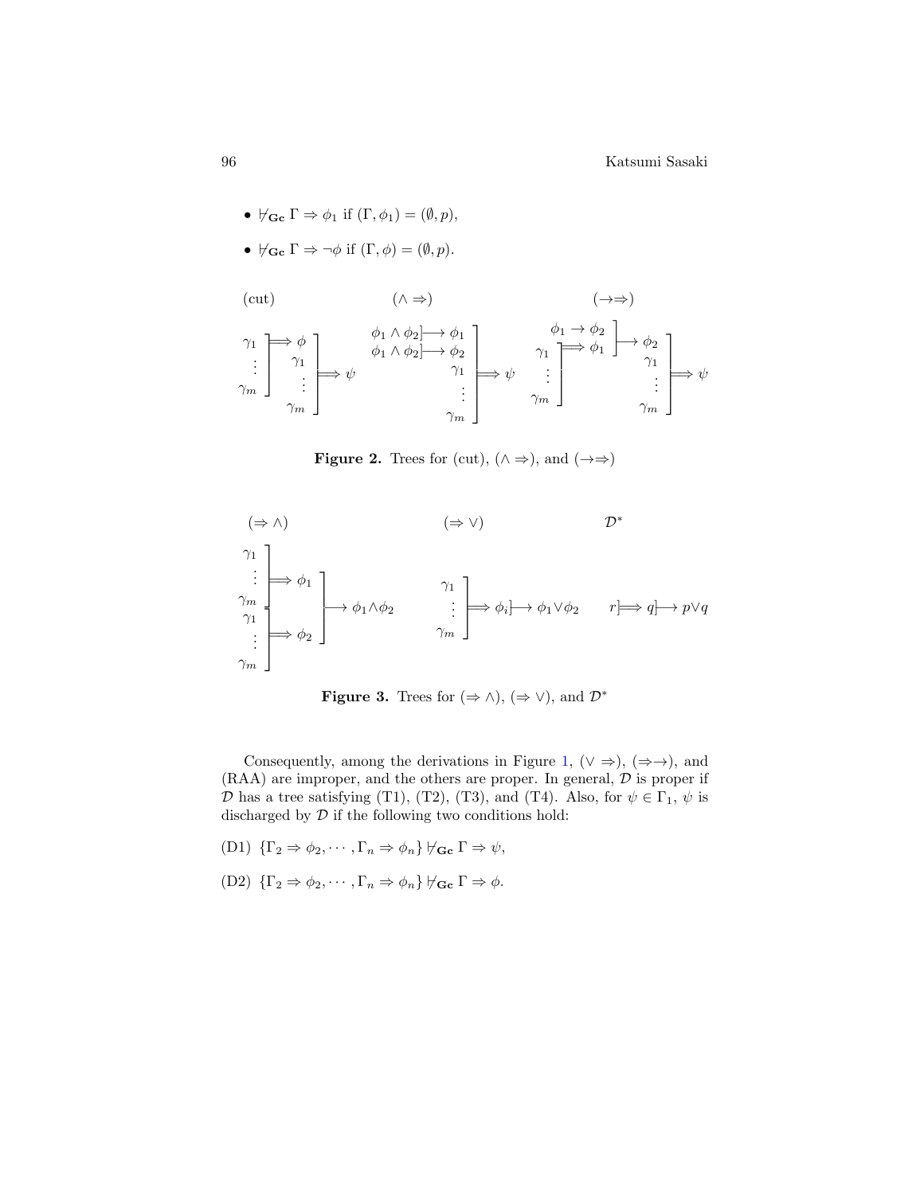- $\not\vdash_{\mathbf{Gc}} \Gamma \Rightarrow \phi_1$ if $(\Gamma, \phi_1) = (\emptyset, p)$,
- $\not\vdash_{\mathbf{Gc}} \Gamma \Rightarrow \neg\phi$ if $(\Gamma, \phi) = (\emptyset, p)$.

(cut) $\qquad$ $(\wedge \Rightarrow)$ $\qquad$ $(\rightarrow\Rightarrow)$

$$\left.\begin{array}{l}\left.\begin{array}{l}\gamma_1\\ \vdots\\ \gamma_m\end{array}\right]\Longrightarrow \phi\\ \quad\gamma_1\\ \quad\vdots\\ \quad\gamma_m\end{array}\right]\Longrightarrow \psi \qquad \left.\begin{array}{r}\phi_1\wedge\phi_2]\!\!\longrightarrow \phi_1\\ \phi_1\wedge\phi_2]\!\!\longrightarrow \phi_2\\ \gamma_1\\ \vdots\\ \gamma_m\end{array}\right]\Longrightarrow \psi \qquad \left.\begin{array}{l}\left.\begin{array}{r}\phi_1\rightarrow\phi_2\\ \left.\begin{array}{l}\gamma_1\\ \vdots\\ \gamma_m\end{array}\right]\Longrightarrow \phi_1\end{array}\right]\longrightarrow \phi_2\\ \qquad\qquad\gamma_1\\ \qquad\qquad\vdots\\ \qquad\qquad\gamma_m\end{array}\right]\Longrightarrow \psi$$

**Figure 2.** Trees for (cut), $(\wedge \Rightarrow)$, and $(\rightarrow\Rightarrow)$

$(\Rightarrow \wedge)$ $\qquad$ $(\Rightarrow \vee)$ $\qquad$ $\mathcal{D}^*$

$$\left.\begin{array}{l}\left.\begin{array}{l}\gamma_1\\ \vdots\\ \gamma_m\end{array}\right]\Longrightarrow \phi_1\\ \left.\begin{array}{l}\gamma_1\\ \vdots\\ \gamma_m\end{array}\right]\Longrightarrow \phi_2\end{array}\right]\longrightarrow \phi_1\wedge\phi_2 \qquad \left.\begin{array}{l}\gamma_1\\ \vdots\\ \gamma_m\end{array}\right]\Longrightarrow \phi_i]\!\!\longrightarrow \phi_1\vee\phi_2 \qquad r]\!\!\Longrightarrow q]\!\!\longrightarrow p\vee q$$

**Figure 3.** Trees for $(\Rightarrow \wedge)$, $(\Rightarrow \vee)$, and $\mathcal{D}^*$

Consequently, among the derivations in Figure 1, $(\vee \Rightarrow)$, $(\Rightarrow\rightarrow)$, and (RAA) are improper, and the others are proper. In general, $\mathcal{D}$ is proper if $\mathcal{D}$ has a tree satisfying (T1), (T2), (T3), and (T4). Also, for $\psi \in \Gamma_1$, $\psi$ is discharged by $\mathcal{D}$ if the following two conditions hold:

(D1) $\{\Gamma_2 \Rightarrow \phi_2, \cdots, \Gamma_n \Rightarrow \phi_n\} \not\vdash_{\mathbf{Gc}} \Gamma \Rightarrow \psi$,

(D2) $\{\Gamma_2 \Rightarrow \phi_2, \cdots, \Gamma_n \Rightarrow \phi_n\} \not\vdash_{\mathbf{Gc}} \Gamma \Rightarrow \phi$.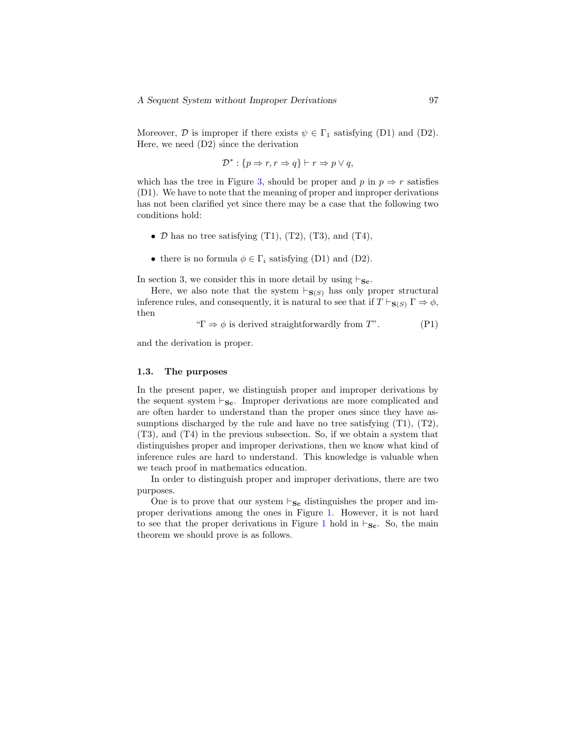Moreover, $\mathcal{D}$ is improper if there exists $\psi \in \Gamma_1$ satisfying (D1) and (D2). Here, we need (D2) since the derivation

$$\mathcal{D}^* : \{p \Rightarrow r, r \Rightarrow q\} \vdash r \Rightarrow p \vee q,$$

which has the tree in Figure 3, should be proper and $p$ in $p \Rightarrow r$ satisfies (D1). We have to note that the meaning of proper and improper derivations has not been clarified yet since there may be a case that the following two conditions hold:

- $\mathcal{D}$ has no tree satisfying (T1), (T2), (T3), and (T4),
- there is no formula $\phi \in \Gamma_i$ satisfying (D1) and (D2).

In section 3, we consider this in more detail by using $\vdash_{\mathbf{Sc}}$.

Here, we also note that the system $\vdash_{\mathbf{S}(S)}$ has only proper structural inference rules, and consequently, it is natural to see that if $T \vdash_{\mathbf{S}(S)} \Gamma \Rightarrow \phi$, then

$$\text{“}\Gamma \Rightarrow \phi \text{ is derived straightforwardly from } T\text{”}. \qquad \text{(P1)}$$

and the derivation is proper.

### 1.3. The purposes

In the present paper, we distinguish proper and improper derivations by the sequent system $\vdash_{\mathbf{Sc}}$. Improper derivations are more complicated and are often harder to understand than the proper ones since they have assumptions discharged by the rule and have no tree satisfying (T1), (T2), (T3), and (T4) in the previous subsection. So, if we obtain a system that distinguishes proper and improper derivations, then we know what kind of inference rules are hard to understand. This knowledge is valuable when we teach proof in mathematics education.

In order to distinguish proper and improper derivations, there are two purposes.

One is to prove that our system $\vdash_{\mathbf{Sc}}$ distinguishes the proper and improper derivations among the ones in Figure 1. However, it is not hard to see that the proper derivations in Figure 1 hold in $\vdash_{\mathbf{Sc}}$. So, the main theorem we should prove is as follows.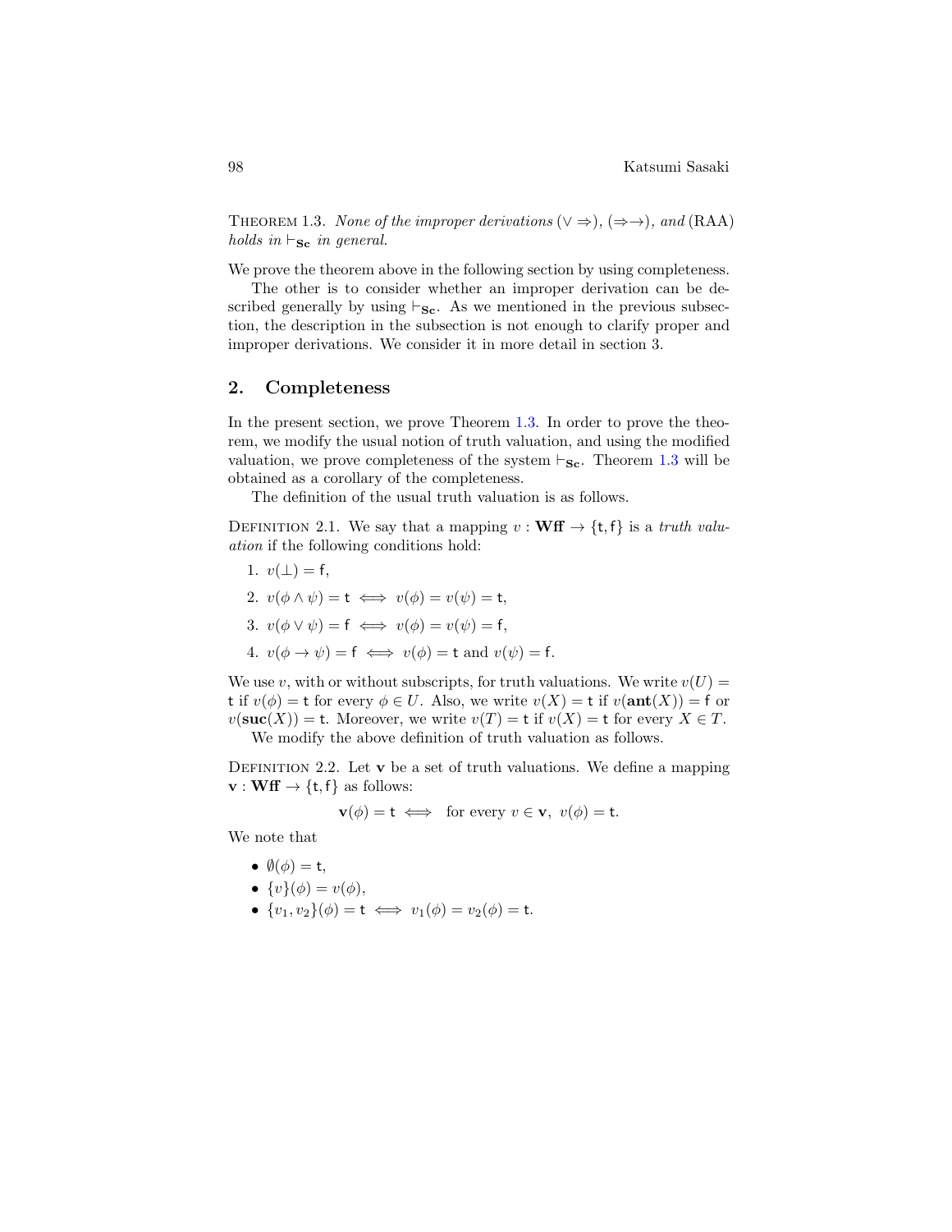THEOREM 1.3. *None of the improper derivations* $(\vee \Rightarrow)$*,* $(\Rightarrow \rightarrow)$*, and* (RAA) *holds in* $\vdash_{\mathbf{Sc}}$ *in general.*

We prove the theorem above in the following section by using completeness.

The other is to consider whether an improper derivation can be described generally by using $\vdash_{\mathbf{Sc}}$. As we mentioned in the previous subsection, the description in the subsection is not enough to clarify proper and improper derivations. We consider it in more detail in section 3.

## 2. Completeness

In the present section, we prove Theorem 1.3. In order to prove the theorem, we modify the usual notion of truth valuation, and using the modified valuation, we prove completeness of the system $\vdash_{\mathbf{Sc}}$. Theorem 1.3 will be obtained as a corollary of the completeness.

The definition of the usual truth valuation is as follows.

DEFINITION 2.1. We say that a mapping $v : \mathbf{Wff} \to \{\mathsf{t}, \mathsf{f}\}$ is a *truth valuation* if the following conditions hold:

1. $v(\bot) = \mathsf{f}$,
2. $v(\phi \wedge \psi) = \mathsf{t} \iff v(\phi) = v(\psi) = \mathsf{t}$,
3. $v(\phi \vee \psi) = \mathsf{f} \iff v(\phi) = v(\psi) = \mathsf{f}$,
4. $v(\phi \to \psi) = \mathsf{f} \iff v(\phi) = \mathsf{t}$ and $v(\psi) = \mathsf{f}$.

We use $v$, with or without subscripts, for truth valuations. We write $v(U) = \mathsf{t}$ if $v(\phi) = \mathsf{t}$ for every $\phi \in U$. Also, we write $v(X) = \mathsf{t}$ if $v(\mathbf{ant}(X)) = \mathsf{f}$ or $v(\mathbf{suc}(X)) = \mathsf{t}$. Moreover, we write $v(T) = \mathsf{t}$ if $v(X) = \mathsf{t}$ for every $X \in T$.

We modify the above definition of truth valuation as follows.

DEFINITION 2.2. Let $\mathbf{v}$ be a set of truth valuations. We define a mapping $\mathbf{v} : \mathbf{Wff} \to \{\mathsf{t}, \mathsf{f}\}$ as follows:

$$\mathbf{v}(\phi) = \mathsf{t} \iff \text{for every } v \in \mathbf{v},\ v(\phi) = \mathsf{t}.$$

We note that

- $\emptyset(\phi) = \mathsf{t}$,
- $\{v\}(\phi) = v(\phi)$,
- $\{v_1, v_2\}(\phi) = \mathsf{t} \iff v_1(\phi) = v_2(\phi) = \mathsf{t}$.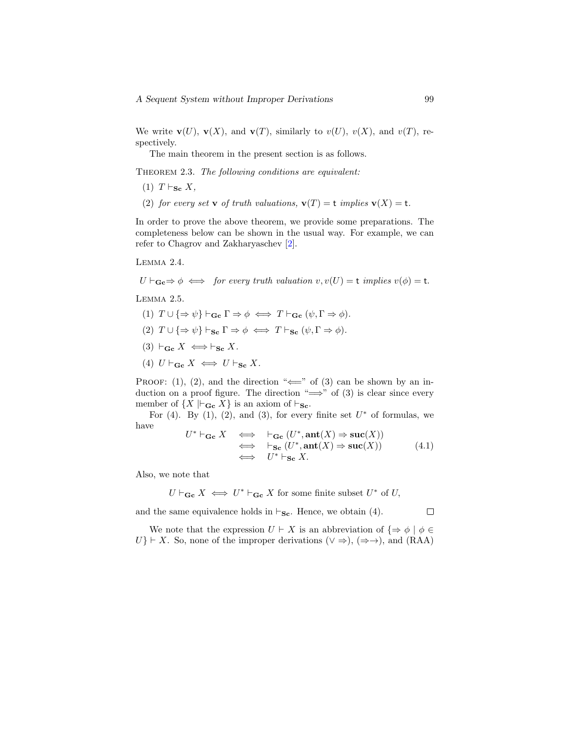We write $\mathbf{v}(U)$, $\mathbf{v}(X)$, and $\mathbf{v}(T)$, similarly to $v(U)$, $v(X)$, and $v(T)$, respectively.

The main theorem in the present section is as follows.

THEOREM 2.3. *The following conditions are equivalent:*

(1) $T \vdash_{\mathbf{Sc}} X$,

(2) *for every set* $\mathbf{v}$ *of truth valuations,* $\mathbf{v}(T) = \mathsf{t}$ *implies* $\mathbf{v}(X) = \mathsf{t}$.

In order to prove the above theorem, we provide some preparations. The completeness below can be shown in the usual way. For example, we can refer to Chagrov and Zakharyaschev [2].

LEMMA 2.4.

$$U \vdash_{\mathbf{Gc}} \Rightarrow \phi \iff \textit{for every truth valuation } v, v(U) = \mathsf{t} \textit{ implies } v(\phi) = \mathsf{t}.$$

LEMMA 2.5.

(1) $T \cup \{\Rightarrow \psi\} \vdash_{\mathbf{Gc}} \Gamma \Rightarrow \phi \iff T \vdash_{\mathbf{Gc}} (\psi, \Gamma \Rightarrow \phi)$.

(2) $T \cup \{\Rightarrow \psi\} \vdash_{\mathbf{Sc}} \Gamma \Rightarrow \phi \iff T \vdash_{\mathbf{Sc}} (\psi, \Gamma \Rightarrow \phi)$.

(3) $\vdash_{\mathbf{Gc}} X \iff \vdash_{\mathbf{Sc}} X$.

(4) $U \vdash_{\mathbf{Gc}} X \iff U \vdash_{\mathbf{Sc}} X$.

PROOF: (1), (2), and the direction "$\Longleftarrow$" of (3) can be shown by an induction on a proof figure. The direction "$\Longrightarrow$" of (3) is clear since every member of $\{X \mid \vdash_{\mathbf{Gc}} X\}$ is an axiom of $\vdash_{\mathbf{Sc}}$.

For (4). By (1), (2), and (3), for every finite set $U^*$ of formulas, we have

$$\begin{aligned} U^* \vdash_{\mathbf{Gc}} X &\iff \vdash_{\mathbf{Gc}} (U^*, \mathbf{ant}(X) \Rightarrow \mathbf{suc}(X)) \\ &\iff \vdash_{\mathbf{Sc}} (U^*, \mathbf{ant}(X) \Rightarrow \mathbf{suc}(X)) \\ &\iff U^* \vdash_{\mathbf{Sc}} X. \end{aligned} \tag{4.1}$$

Also, we note that

$$U \vdash_{\mathbf{Gc}} X \iff U^* \vdash_{\mathbf{Gc}} X \text{ for some finite subset } U^* \text{ of } U,$$

and the same equivalence holds in $\vdash_{\mathbf{Sc}}$. Hence, we obtain (4). $\square$

We note that the expression $U \vdash X$ is an abbreviation of $\{\Rightarrow \phi \mid \phi \in U\} \vdash X$. So, none of the improper derivations $(\vee \Rightarrow)$, $(\Rightarrow\to)$, and (RAA)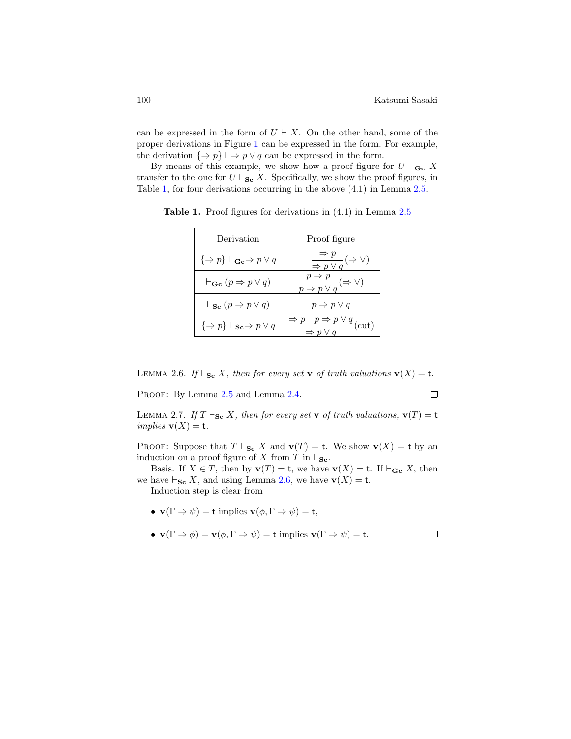can be expressed in the form of $U \vdash X$. On the other hand, some of the proper derivations in Figure 1 can be expressed in the form. For example, the derivation $\{\Rightarrow p\} \vdash \Rightarrow p \vee q$ can be expressed in the form.

By means of this example, we show how a proof figure for $U \vdash_{\mathbf{Gc}} X$ transfer to the one for $U \vdash_{\mathbf{Sc}} X$. Specifically, we show the proof figures, in Table 1, for four derivations occurring in the above (4.1) in Lemma 2.5.

**Table 1.** Proof figures for derivations in (4.1) in Lemma 2.5

| Derivation | Proof figure |
|---|---|
| $\{\Rightarrow p\} \vdash_{\mathbf{Gc}} \Rightarrow p \vee q$ | $\dfrac{\Rightarrow p}{\Rightarrow p \vee q}(\Rightarrow \vee)$ |
| $\vdash_{\mathbf{Gc}} (p \Rightarrow p \vee q)$ | $\dfrac{p \Rightarrow p}{p \Rightarrow p \vee q}(\Rightarrow \vee)$ |
| $\vdash_{\mathbf{Sc}} (p \Rightarrow p \vee q)$ | $p \Rightarrow p \vee q$ |
| $\{\Rightarrow p\} \vdash_{\mathbf{Sc}} \Rightarrow p \vee q$ | $\dfrac{\Rightarrow p \quad p \Rightarrow p \vee q}{\Rightarrow p \vee q}(\text{cut})$ |

Lemma 2.6. *If* $\vdash_{\mathbf{Sc}} X$*, then for every set* $\mathbf{v}$ *of truth valuations* $\mathbf{v}(X) = \mathsf{t}$.

Proof: By Lemma 2.5 and Lemma 2.4. □

Lemma 2.7. *If* $T \vdash_{\mathbf{Sc}} X$*, then for every set* $\mathbf{v}$ *of truth valuations,* $\mathbf{v}(T) = \mathsf{t}$ *implies* $\mathbf{v}(X) = \mathsf{t}$.

Proof: Suppose that $T \vdash_{\mathbf{Sc}} X$ and $\mathbf{v}(T) = \mathsf{t}$. We show $\mathbf{v}(X) = \mathsf{t}$ by an induction on a proof figure of $X$ from $T$ in $\vdash_{\mathbf{Sc}}$.

Basis. If $X \in T$, then by $\mathbf{v}(T) = \mathsf{t}$, we have $\mathbf{v}(X) = \mathsf{t}$. If $\vdash_{\mathbf{Gc}} X$, then we have $\vdash_{\mathbf{Sc}} X$, and using Lemma 2.6, we have $\mathbf{v}(X) = \mathsf{t}$.

Induction step is clear from

- $\mathbf{v}(\Gamma \Rightarrow \psi) = \mathsf{t}$ implies $\mathbf{v}(\phi, \Gamma \Rightarrow \psi) = \mathsf{t}$,
- $\mathbf{v}(\Gamma \Rightarrow \phi) = \mathbf{v}(\phi, \Gamma \Rightarrow \psi) = \mathsf{t}$ implies $\mathbf{v}(\Gamma \Rightarrow \psi) = \mathsf{t}$. □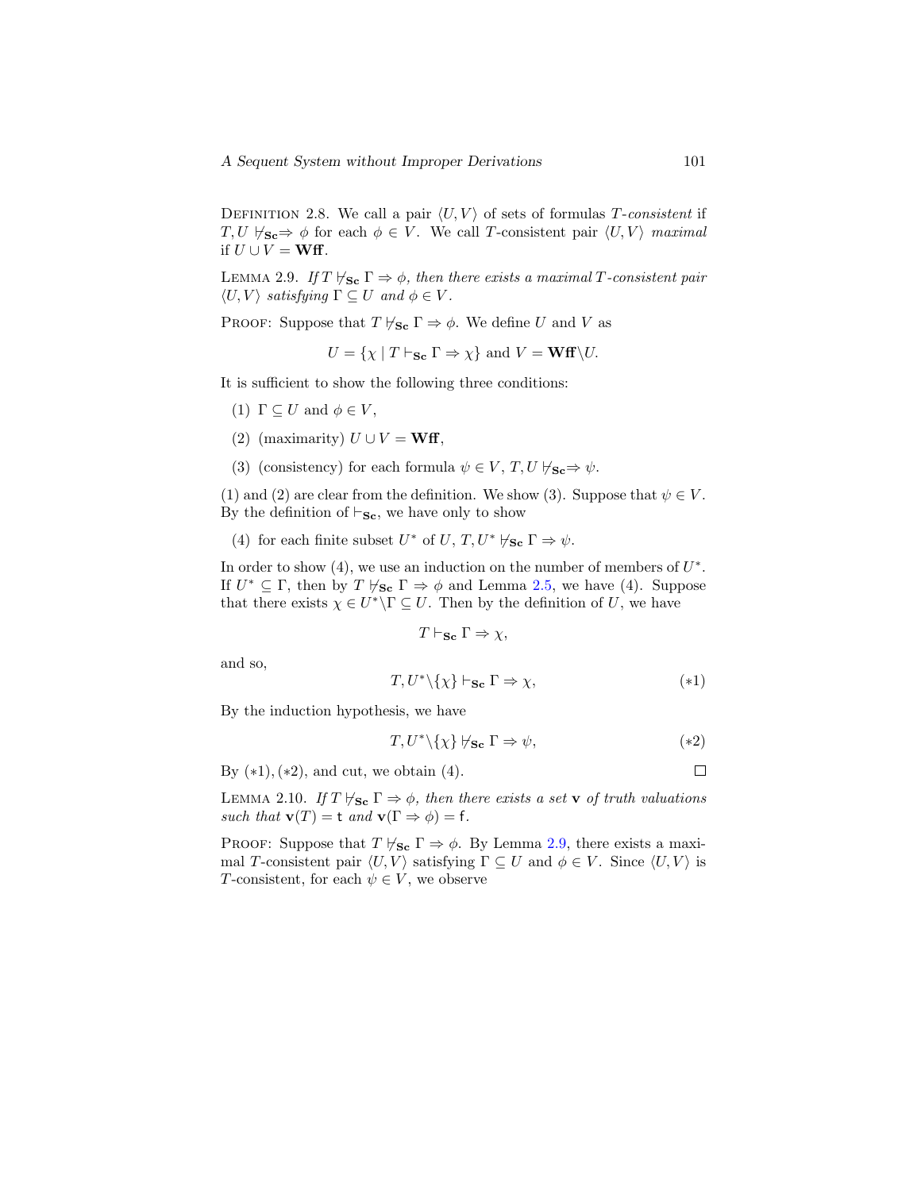Definition 2.8. We call a pair $\langle U, V\rangle$ of sets of formulas *$T$-consistent* if $T, U \nvdash_{\mathbf{Sc}} \Rightarrow \phi$ for each $\phi \in V$. We call $T$-consistent pair $\langle U, V\rangle$ *maximal* if $U \cup V = \mathbf{Wff}$.

Lemma 2.9. *If $T \nvdash_{\mathbf{Sc}} \Gamma \Rightarrow \phi$, then there exists a maximal $T$-consistent pair $\langle U, V\rangle$ satisfying $\Gamma \subseteq U$ and $\phi \in V$.*

Proof: Suppose that $T \nvdash_{\mathbf{Sc}} \Gamma \Rightarrow \phi$. We define $U$ and $V$ as

$$U = \{\chi \mid T \vdash_{\mathbf{Sc}} \Gamma \Rightarrow \chi\} \text{ and } V = \mathbf{Wff} \backslash U.$$

It is sufficient to show the following three conditions:

(1) $\Gamma \subseteq U$ and $\phi \in V$,

(2) (maximarity) $U \cup V = \mathbf{Wff}$,

(3) (consistency) for each formula $\psi \in V$, $T, U \nvdash_{\mathbf{Sc}} \Rightarrow \psi$.

(1) and (2) are clear from the definition. We show (3). Suppose that $\psi \in V$. By the definition of $\vdash_{\mathbf{Sc}}$, we have only to show

(4) for each finite subset $U^*$ of $U$, $T, U^* \nvdash_{\mathbf{Sc}} \Gamma \Rightarrow \psi$.

In order to show (4), we use an induction on the number of members of $U^*$. If $U^* \subseteq \Gamma$, then by $T \nvdash_{\mathbf{Sc}} \Gamma \Rightarrow \phi$ and Lemma 2.5, we have (4). Suppose that there exists $\chi \in U^* \backslash \Gamma \subseteq U$. Then by the definition of $U$, we have

$$T \vdash_{\mathbf{Sc}} \Gamma \Rightarrow \chi,$$

and so,

$$T, U^* \backslash \{\chi\} \vdash_{\mathbf{Sc}} \Gamma \Rightarrow \chi, \qquad (*1)$$

By the induction hypothesis, we have

$$T, U^* \backslash \{\chi\} \nvdash_{\mathbf{Sc}} \Gamma \Rightarrow \psi, \qquad (*2)$$

By $(*1), (*2)$, and cut, we obtain (4). □

Lemma 2.10. *If $T \nvdash_{\mathbf{Sc}} \Gamma \Rightarrow \phi$, then there exists a set $\mathbf{v}$ of truth valuations such that $\mathbf{v}(T) = \mathsf{t}$ and $\mathbf{v}(\Gamma \Rightarrow \phi) = \mathsf{f}$.*

Proof: Suppose that $T \nvdash_{\mathbf{Sc}} \Gamma \Rightarrow \phi$. By Lemma 2.9, there exists a maximal $T$-consistent pair $\langle U, V\rangle$ satisfying $\Gamma \subseteq U$ and $\phi \in V$. Since $\langle U, V\rangle$ is $T$-consistent, for each $\psi \in V$, we observe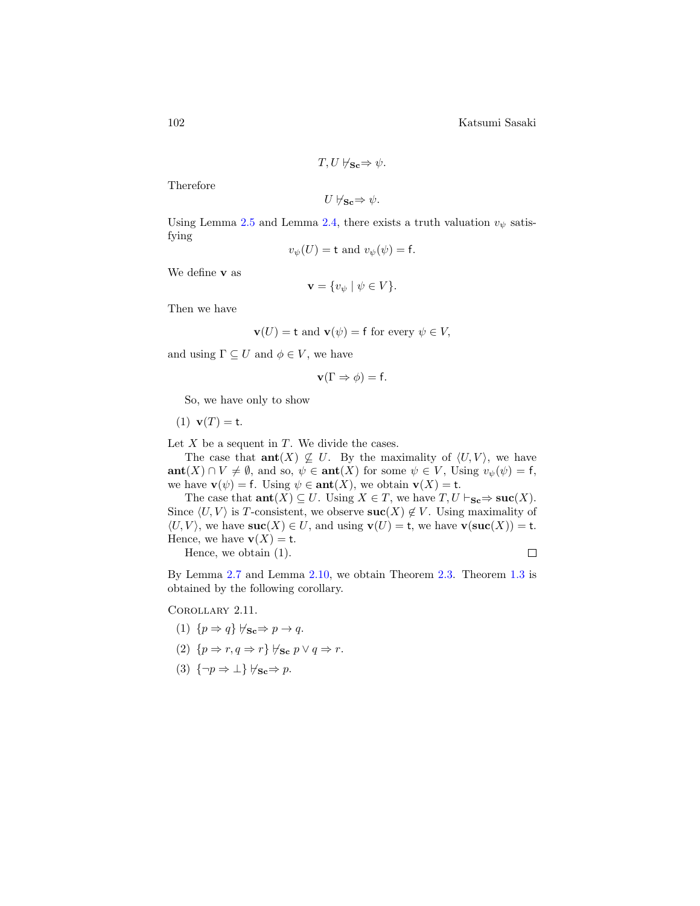$$T, U \nvdash_{\mathbf{Sc}} \Rightarrow \psi.$$

Therefore

$$U \nvdash_{\mathbf{Sc}} \Rightarrow \psi.$$

Using Lemma 2.5 and Lemma 2.4, there exists a truth valuation $v_\psi$ satisfying

$$v_\psi(U) = \mathsf{t} \text{ and } v_\psi(\psi) = \mathsf{f}.$$

We define $\mathbf{v}$ as

$$\mathbf{v} = \{v_\psi \mid \psi \in V\}.$$

Then we have

$$\mathbf{v}(U) = \mathsf{t} \text{ and } \mathbf{v}(\psi) = \mathsf{f} \text{ for every } \psi \in V,$$

and using $\Gamma \subseteq U$ and $\phi \in V$, we have

$$\mathbf{v}(\Gamma \Rightarrow \phi) = \mathsf{f}.$$

So, we have only to show

(1) $\mathbf{v}(T) = \mathsf{t}$.

Let $X$ be a sequent in $T$. We divide the cases.

The case that $\mathbf{ant}(X) \not\subseteq U$. By the maximality of $\langle U, V\rangle$, we have $\mathbf{ant}(X) \cap V \neq \emptyset$, and so, $\psi \in \mathbf{ant}(X)$ for some $\psi \in V$, Using $v_\psi(\psi) = \mathsf{f}$, we have $\mathbf{v}(\psi) = \mathsf{f}$. Using $\psi \in \mathbf{ant}(X)$, we obtain $\mathbf{v}(X) = \mathsf{t}$.

The case that $\mathbf{ant}(X) \subseteq U$. Using $X \in T$, we have $T, U \vdash_{\mathbf{Sc}} \Rightarrow \mathbf{suc}(X)$. Since $\langle U, V\rangle$ is $T$-consistent, we observe $\mathbf{suc}(X) \notin V$. Using maximality of $\langle U, V\rangle$, we have $\mathbf{suc}(X) \in U$, and using $\mathbf{v}(U) = \mathsf{t}$, we have $\mathbf{v}(\mathbf{suc}(X)) = \mathsf{t}$. Hence, we have $\mathbf{v}(X) = \mathsf{t}$.

Hence, we obtain (1). □

By Lemma 2.7 and Lemma 2.10, we obtain Theorem 2.3. Theorem 1.3 is obtained by the following corollary.

Corollary 2.11.

(1) $\{p \Rightarrow q\} \nvdash_{\mathbf{Sc}} \Rightarrow p \to q$.

(2) $\{p \Rightarrow r, q \Rightarrow r\} \nvdash_{\mathbf{Sc}} p \vee q \Rightarrow r$.

(3) $\{\neg p \Rightarrow \bot\} \nvdash_{\mathbf{Sc}} \Rightarrow p$.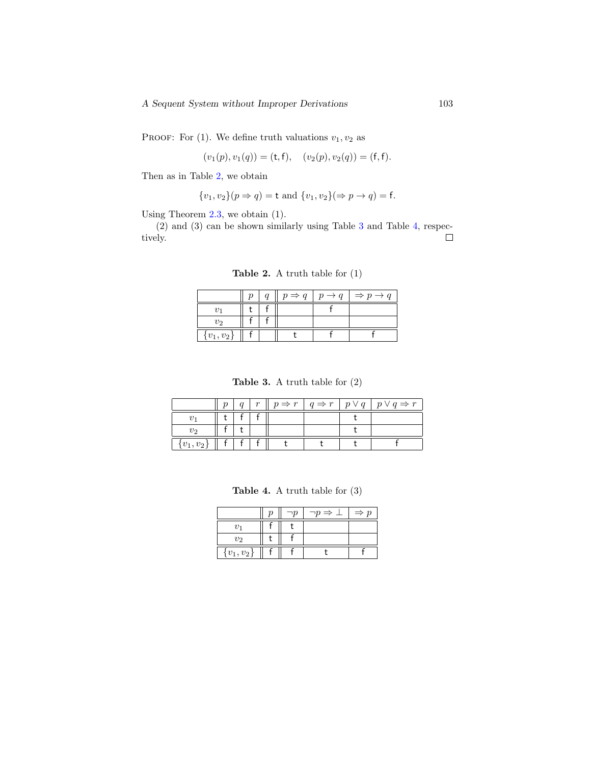Proof: For (1). We define truth valuations $v_1, v_2$ as

$$(v_1(p), v_1(q)) = (\mathsf{t}, \mathsf{f}), \quad (v_2(p), v_2(q)) = (\mathsf{f}, \mathsf{f}).$$

Then as in Table 2, we obtain

$$\{v_1, v_2\}(p \Rightarrow q) = \mathsf{t} \text{ and } \{v_1, v_2\}(\Rightarrow p \to q) = \mathsf{f}.$$

Using Theorem 2.3, we obtain (1).

(2) and (3) can be shown similarly using Table 3 and Table 4, respectively. □

**Table 2.** A truth table for (1)

| | $p$ | $q$ | $p \Rightarrow q$ | $p \to q$ | $\Rightarrow p \to q$ |
|---|---|---|---|---|---|
| $v_1$ | t | f | | f | |
| $v_2$ | f | f | | | |
| $\{v_1, v_2\}$ | f | | t | f | f |

**Table 3.** A truth table for (2)

| | $p$ | $q$ | $r$ | $p \Rightarrow r$ | $q \Rightarrow r$ | $p \vee q$ | $p \vee q \Rightarrow r$ |
|---|---|---|---|---|---|---|---|
| $v_1$ | t | f | f | | | t | |
| $v_2$ | f | t | | | | t | |
| $\{v_1, v_2\}$ | f | f | f | t | t | t | f |

**Table 4.** A truth table for (3)

| | $p$ | $\neg p$ | $\neg p \Rightarrow \bot$ | $\Rightarrow p$ |
|---|---|---|---|---|
| $v_1$ | f | t | | |
| $v_2$ | t | f | | |
| $\{v_1, v_2\}$ | f | f | t | f |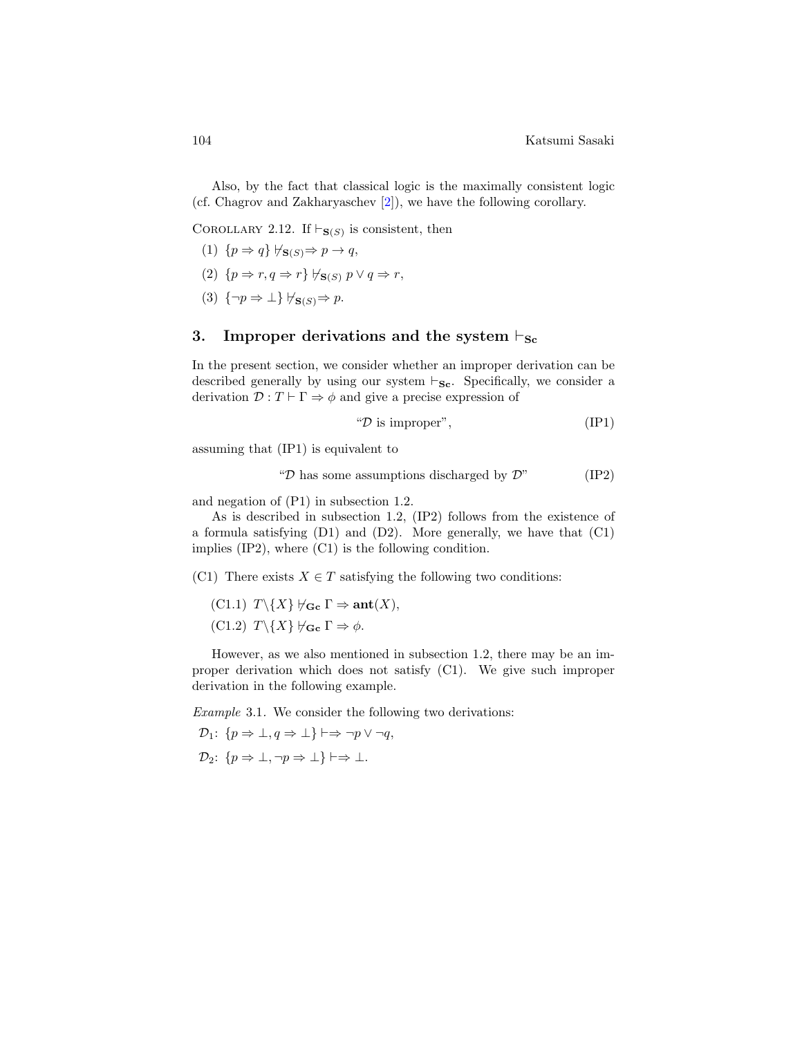Also, by the fact that classical logic is the maximally consistent logic (cf. Chagrov and Zakharyaschev [2]), we have the following corollary.

COROLLARY 2.12. If $\vdash_{\mathbf{S}(S)}$ is consistent, then

(1) $\{p \Rightarrow q\} \not\vdash_{\mathbf{S}(S)} \Rightarrow p \to q$,

(2) $\{p \Rightarrow r, q \Rightarrow r\} \not\vdash_{\mathbf{S}(S)} p \vee q \Rightarrow r$,

(3) $\{\neg p \Rightarrow \bot\} \not\vdash_{\mathbf{S}(S)} \Rightarrow p$.

## 3. Improper derivations and the system $\vdash_{\mathbf{Sc}}$

In the present section, we consider whether an improper derivation can be described generally by using our system $\vdash_{\mathbf{Sc}}$. Specifically, we consider a derivation $\mathcal{D} : T \vdash \Gamma \Rightarrow \phi$ and give a precise expression of

$$\text{“}\mathcal{D} \text{ is improper”}, \tag{IP1}$$

assuming that (IP1) is equivalent to

$$\text{“}\mathcal{D} \text{ has some assumptions discharged by } \mathcal{D}\text{”} \tag{IP2}$$

and negation of (P1) in subsection 1.2.

As is described in subsection 1.2, (IP2) follows from the existence of a formula satisfying (D1) and (D2). More generally, we have that (C1) implies (IP2), where (C1) is the following condition.

(C1) There exists $X \in T$ satisfying the following two conditions:

- (C1.1) $T \backslash \{X\} \not\vdash_{\mathbf{Gc}} \Gamma \Rightarrow \mathbf{ant}(X)$,
- (C1.2) $T \backslash \{X\} \not\vdash_{\mathbf{Gc}} \Gamma \Rightarrow \phi$.

However, as we also mentioned in subsection 1.2, there may be an improper derivation which does not satisfy (C1). We give such improper derivation in the following example.

*Example* 3.1. We consider the following two derivations:

$\mathcal{D}_1$: $\{p \Rightarrow \bot, q \Rightarrow \bot\} \vdash \Rightarrow \neg p \vee \neg q$,

$\mathcal{D}_2$: $\{p \Rightarrow \bot, \neg p \Rightarrow \bot\} \vdash \Rightarrow \bot$.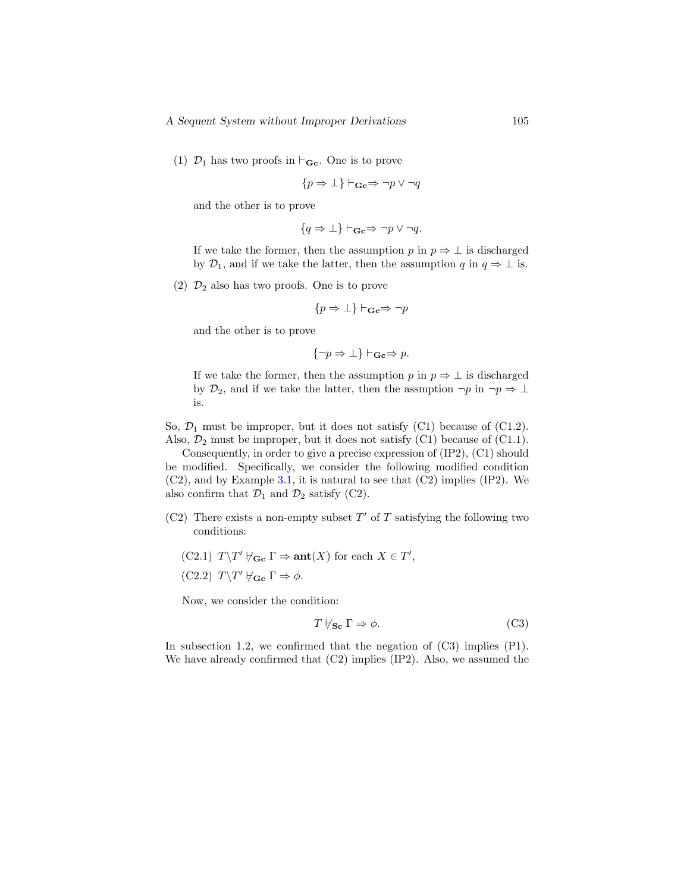(1) $\mathcal{D}_1$ has two proofs in $\vdash_{\mathbf{Gc}}$. One is to prove

$$\{p \Rightarrow \bot\} \vdash_{\mathbf{Gc}} \Rightarrow \neg p \vee \neg q$$

and the other is to prove

$$\{q \Rightarrow \bot\} \vdash_{\mathbf{Gc}} \Rightarrow \neg p \vee \neg q.$$

If we take the former, then the assumption $p$ in $p \Rightarrow \bot$ is discharged by $\mathcal{D}_1$, and if we take the latter, then the assumption $q$ in $q \Rightarrow \bot$ is.

(2) $\mathcal{D}_2$ also has two proofs. One is to prove

$$\{p \Rightarrow \bot\} \vdash_{\mathbf{Gc}} \Rightarrow \neg p$$

and the other is to prove

$$\{\neg p \Rightarrow \bot\} \vdash_{\mathbf{Gc}} \Rightarrow p.$$

If we take the former, then the assumption $p$ in $p \Rightarrow \bot$ is discharged by $\mathcal{D}_2$, and if we take the latter, then the assmption $\neg p$ in $\neg p \Rightarrow \bot$ is.

So, $\mathcal{D}_1$ must be improper, but it does not satisfy (C1) because of (C1.2). Also, $\mathcal{D}_2$ must be improper, but it does not satisfy (C1) because of (C1.1).

Consequently, in order to give a precise expression of (IP2), (C1) should be modified. Specifically, we consider the following modified condition (C2), and by Example 3.1, it is natural to see that (C2) implies (IP2). We also confirm that $\mathcal{D}_1$ and $\mathcal{D}_2$ satisfy (C2).

(C2) There exists a non-empty subset $T'$ of $T$ satisfying the following two conditions:

(C2.1) $T \backslash T' \nvdash_{\mathbf{Gc}} \Gamma \Rightarrow \mathbf{ant}(X)$ for each $X \in T'$,

(C2.2) $T \backslash T' \nvdash_{\mathbf{Gc}} \Gamma \Rightarrow \phi$.

Now, we consider the condition:

$$T \nvdash_{\mathbf{Sc}} \Gamma \Rightarrow \phi. \tag{C3}$$

In subsection 1.2, we confirmed that the negation of (C3) implies (P1). We have already confirmed that (C2) implies (IP2). Also, we assumed the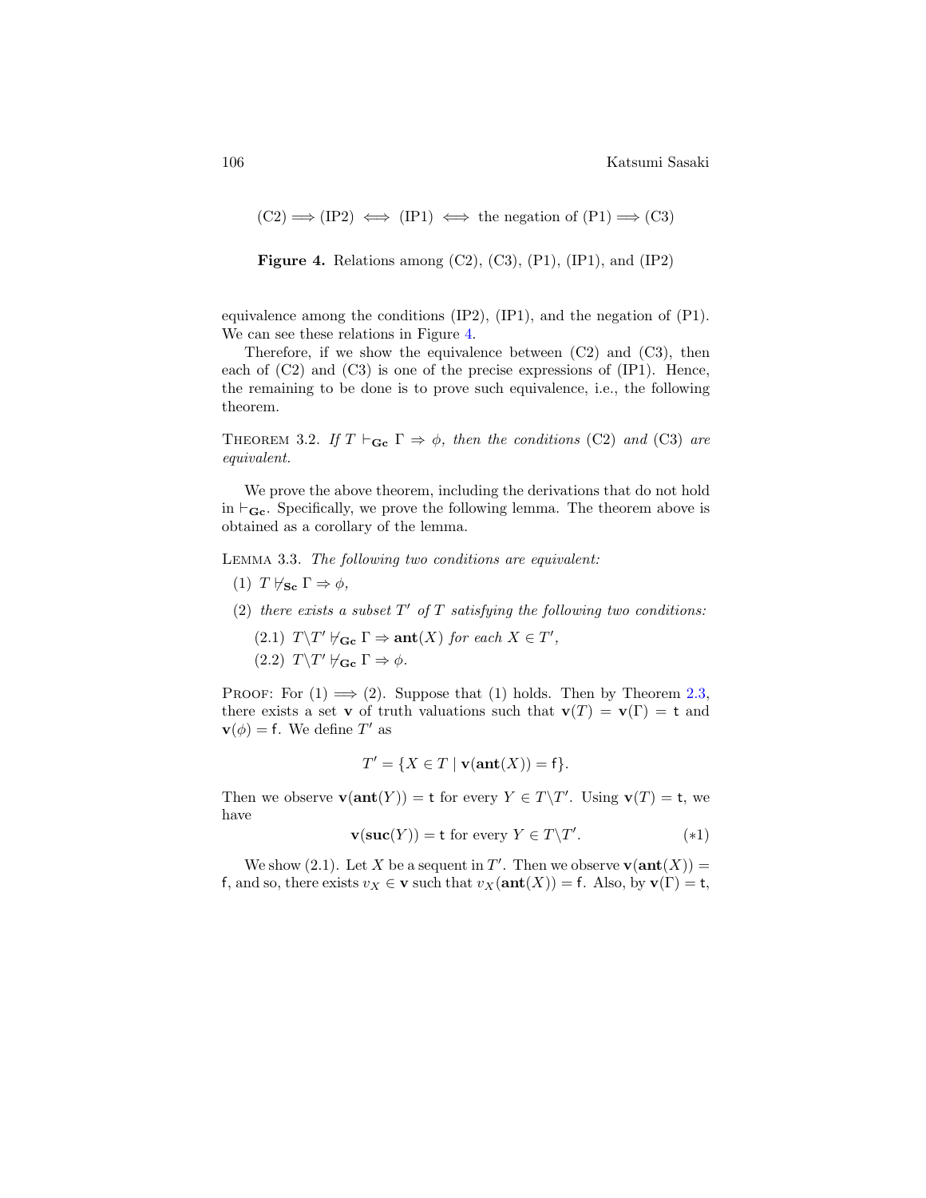$$(C2) \Longrightarrow (IP2) \iff (IP1) \iff \text{the negation of (P1)} \Longrightarrow (C3)$$

**Figure 4.** Relations among (C2), (C3), (P1), (IP1), and (IP2)

equivalence among the conditions (IP2), (IP1), and the negation of (P1). We can see these relations in Figure 4.

Therefore, if we show the equivalence between (C2) and (C3), then each of (C2) and (C3) is one of the precise expressions of (IP1). Hence, the remaining to be done is to prove such equivalence, i.e., the following theorem.

THEOREM 3.2. *If $T \vdash_{\mathbf{Gc}} \Gamma \Rightarrow \phi$, then the conditions* (C2) *and* (C3) *are equivalent.*

We prove the above theorem, including the derivations that do not hold in $\vdash_{\mathbf{Gc}}$. Specifically, we prove the following lemma. The theorem above is obtained as a corollary of the lemma.

LEMMA 3.3. *The following two conditions are equivalent:*

(1) $T \not\vdash_{\mathbf{Sc}} \Gamma \Rightarrow \phi$,

(2) *there exists a subset $T'$ of $T$ satisfying the following two conditions:*

  (2.1) $T \backslash T' \not\vdash_{\mathbf{Gc}} \Gamma \Rightarrow \mathbf{ant}(X)$ *for each* $X \in T'$,

  (2.2) $T \backslash T' \not\vdash_{\mathbf{Gc}} \Gamma \Rightarrow \phi$.

PROOF: For (1) $\Longrightarrow$ (2). Suppose that (1) holds. Then by Theorem 2.3, there exists a set $\mathbf{v}$ of truth valuations such that $\mathbf{v}(T) = \mathbf{v}(\Gamma) = \mathsf{t}$ and $\mathbf{v}(\phi) = \mathsf{f}$. We define $T'$ as

$$T' = \{X \in T \mid \mathbf{v}(\mathbf{ant}(X)) = \mathsf{f}\}.$$

Then we observe $\mathbf{v}(\mathbf{ant}(Y)) = \mathsf{t}$ for every $Y \in T \backslash T'$. Using $\mathbf{v}(T) = \mathsf{t}$, we have

$$\mathbf{v}(\mathbf{suc}(Y)) = \mathsf{t} \text{ for every } Y \in T \backslash T'. \qquad (*1)$$

We show (2.1). Let $X$ be a sequent in $T'$. Then we observe $\mathbf{v}(\mathbf{ant}(X)) = \mathsf{f}$, and so, there exists $v_X \in \mathbf{v}$ such that $v_X(\mathbf{ant}(X)) = \mathsf{f}$. Also, by $\mathbf{v}(\Gamma) = \mathsf{t}$,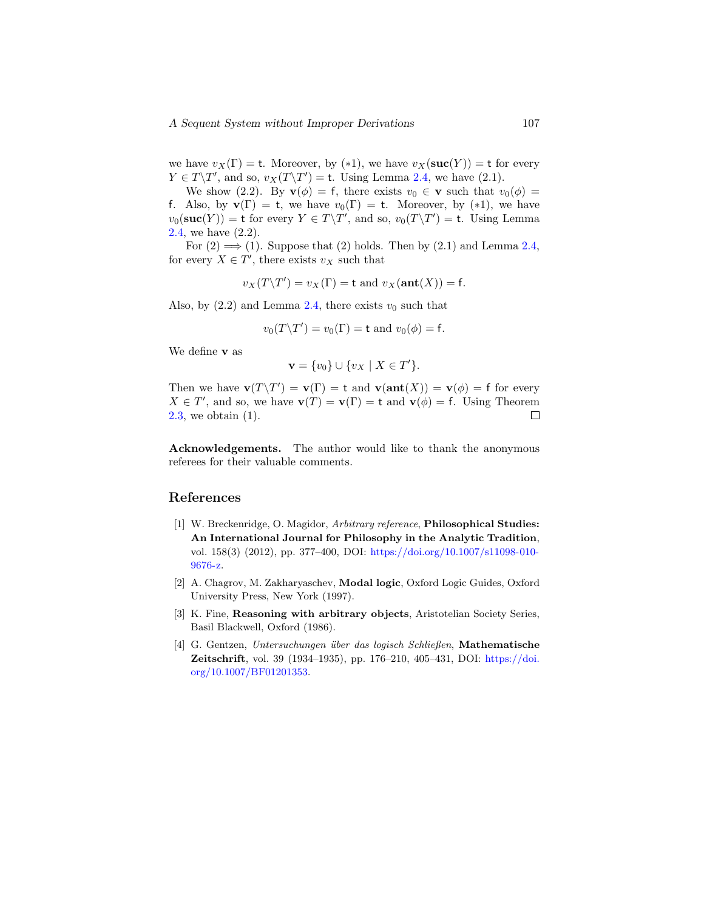we have $v_X(\Gamma) = \mathsf{t}$. Moreover, by $(*1)$, we have $v_X(\mathbf{suc}(Y)) = \mathsf{t}$ for every $Y \in T\backslash T'$, and so, $v_X(T\backslash T') = \mathsf{t}$. Using Lemma 2.4, we have (2.1).

We show (2.2). By $\mathbf{v}(\phi) = \mathsf{f}$, there exists $v_0 \in \mathbf{v}$ such that $v_0(\phi) = \mathsf{f}$. Also, by $\mathbf{v}(\Gamma) = \mathsf{t}$, we have $v_0(\Gamma) = \mathsf{t}$. Moreover, by $(*1)$, we have $v_0(\mathbf{suc}(Y)) = \mathsf{t}$ for every $Y \in T\backslash T'$, and so, $v_0(T\backslash T') = \mathsf{t}$. Using Lemma 2.4, we have (2.2).

For (2) $\Longrightarrow$ (1). Suppose that (2) holds. Then by (2.1) and Lemma 2.4, for every $X \in T'$, there exists $v_X$ such that

$$v_X(T\backslash T') = v_X(\Gamma) = \mathsf{t} \text{ and } v_X(\mathbf{ant}(X)) = \mathsf{f}.$$

Also, by (2.2) and Lemma 2.4, there exists $v_0$ such that

$$v_0(T\backslash T') = v_0(\Gamma) = \mathsf{t} \text{ and } v_0(\phi) = \mathsf{f}.$$

We define $\mathbf{v}$ as

$$\mathbf{v} = \{v_0\} \cup \{v_X \mid X \in T'\}.$$

Then we have $\mathbf{v}(T\backslash T') = \mathbf{v}(\Gamma) = \mathsf{t}$ and $\mathbf{v}(\mathbf{ant}(X)) = \mathbf{v}(\phi) = \mathsf{f}$ for every $X \in T'$, and so, we have $\mathbf{v}(T) = \mathbf{v}(\Gamma) = \mathsf{t}$ and $\mathbf{v}(\phi) = \mathsf{f}$. Using Theorem 2.3, we obtain (1). $\square$

**Acknowledgements.** The author would like to thank the anonymous referees for their valuable comments.

## References

[1] W. Breckenridge, O. Magidor, *Arbitrary reference*, **Philosophical Studies: An International Journal for Philosophy in the Analytic Tradition**, vol. 158(3) (2012), pp. 377–400, DOI: https://doi.org/10.1007/s11098-010-9676-z.

[2] A. Chagrov, M. Zakharyaschev, **Modal logic**, Oxford Logic Guides, Oxford University Press, New York (1997).

[3] K. Fine, **Reasoning with arbitrary objects**, Aristotelian Society Series, Basil Blackwell, Oxford (1986).

[4] G. Gentzen, *Untersuchungen über das logisch Schließen*, **Mathematische Zeitschrift**, vol. 39 (1934–1935), pp. 176–210, 405–431, DOI: https://doi.org/10.1007/BF01201353.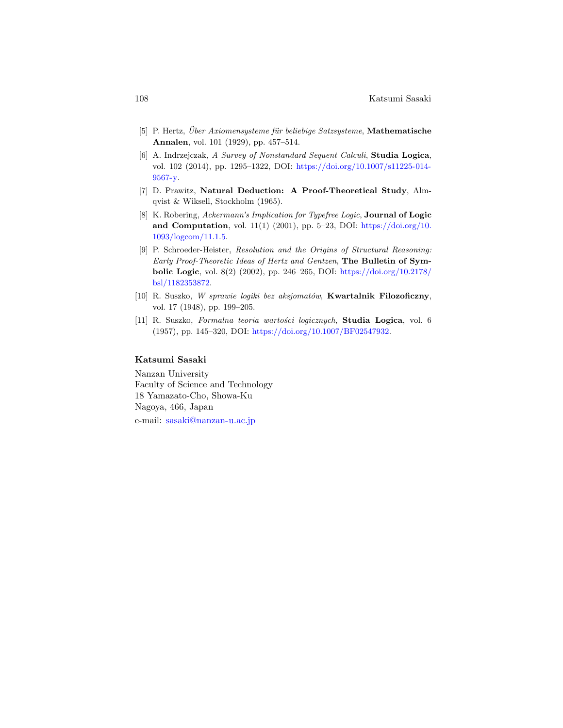[5] P. Hertz, *Über Axiomensysteme für beliebige Satzsysteme*, **Mathematische Annalen**, vol. 101 (1929), pp. 457–514.

[6] A. Indrzejczak, *A Survey of Nonstandard Sequent Calculi*, **Studia Logica**, vol. 102 (2014), pp. 1295–1322, DOI: https://doi.org/10.1007/s11225-014-9567-y.

[7] D. Prawitz, **Natural Deduction: A Proof-Theoretical Study**, Almqvist & Wiksell, Stockholm (1965).

[8] K. Robering, *Ackermann's Implication for Typefree Logic*, **Journal of Logic and Computation**, vol. 11(1) (2001), pp. 5–23, DOI: https://doi.org/10.1093/logcom/11.1.5.

[9] P. Schroeder-Heister, *Resolution and the Origins of Structural Reasoning: Early Proof-Theoretic Ideas of Hertz and Gentzen*, **The Bulletin of Symbolic Logic**, vol. 8(2) (2002), pp. 246–265, DOI: https://doi.org/10.2178/bsl/1182353872.

[10] R. Suszko, *W sprawie logiki bez aksjomatów*, **Kwartalnik Filozoficzny**, vol. 17 (1948), pp. 199–205.

[11] R. Suszko, *Formalna teoria wartości logicznych*, **Studia Logica**, vol. 6 (1957), pp. 145–320, DOI: https://doi.org/10.1007/BF02547932.

**Katsumi Sasaki**

Nanzan University
Faculty of Science and Technology
18 Yamazato-Cho, Showa-Ku
Nagoya, 466, Japan

e-mail: sasaki@nanzan-u.ac.jp